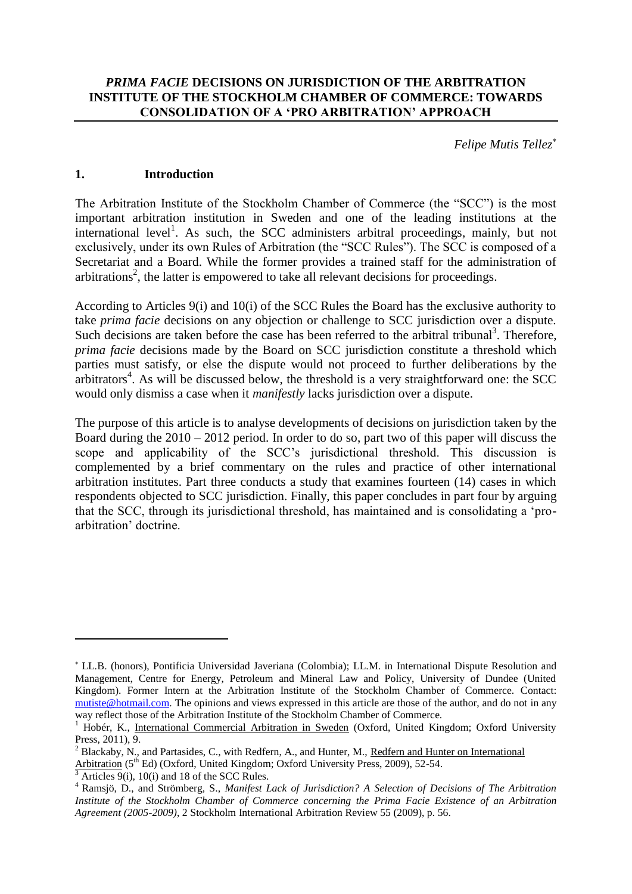# *PRIMA FACIE* DECISIONS ON JURISDICTION OF THE ARBITRATION INSTITUTE OF THE STOCKHOLM CHAMBER OF COMMERCE: TOWARDS CONSOLIDATION OF A 'PRO ARBITRATION' APPROACH

*Felipe Mutis Tellez*[*]

## 1. Introduction

The Arbitration Institute of the Stockholm Chamber of Commerce (the "SCC") is the most important arbitration institution in Sweden and one of the leading institutions at the international level[1]. As such, the SCC administers arbitral proceedings, mainly, but not exclusively, under its own Rules of Arbitration (the "SCC Rules"). The SCC is composed of a Secretariat and a Board. While the former provides a trained staff for the administration of arbitrations[2], the latter is empowered to take all relevant decisions for proceedings.

According to Articles 9(i) and 10(i) of the SCC Rules the Board has the exclusive authority to take *prima facie* decisions on any objection or challenge to SCC jurisdiction over a dispute. Such decisions are taken before the case has been referred to the arbitral tribunal[3]. Therefore, *prima facie* decisions made by the Board on SCC jurisdiction constitute a threshold which parties must satisfy, or else the dispute would not proceed to further deliberations by the arbitrators[4]. As will be discussed below, the threshold is a very straightforward one: the SCC would only dismiss a case when it *manifestly* lacks jurisdiction over a dispute.

The purpose of this article is to analyse developments of decisions on jurisdiction taken by the Board during the 2010 – 2012 period. In order to do so, part two of this paper will discuss the scope and applicability of the SCC's jurisdictional threshold. This discussion is complemented by a brief commentary on the rules and practice of other international arbitration institutes. Part three conducts a study that examines fourteen (14) cases in which respondents objected to SCC jurisdiction. Finally, this paper concludes in part four by arguing that the SCC, through its jurisdictional threshold, has maintained and is consolidating a 'pro-arbitration' doctrine.

---

[*] LL.B. (honors), Pontificia Universidad Javeriana (Colombia); LL.M. in International Dispute Resolution and Management, Centre for Energy, Petroleum and Mineral Law and Policy, University of Dundee (United Kingdom). Former Intern at the Arbitration Institute of the Stockholm Chamber of Commerce. Contact: mutiste@hotmail.com. The opinions and views expressed in this article are those of the author, and do not in any way reflect those of the Arbitration Institute of the Stockholm Chamber of Commerce.

[1] Hobér, K., International Commercial Arbitration in Sweden (Oxford, United Kingdom; Oxford University Press, 2011), 9.

[2] Blackaby, N., and Partasides, C., with Redfern, A., and Hunter, M., Redfern and Hunter on International Arbitration (5th Ed) (Oxford, United Kingdom; Oxford University Press, 2009), 52-54.

[3] Articles 9(i), 10(i) and 18 of the SCC Rules.

[4] Ramsjö, D., and Strömberg, S., *Manifest Lack of Jurisdiction? A Selection of Decisions of The Arbitration Institute of the Stockholm Chamber of Commerce concerning the Prima Facie Existence of an Arbitration Agreement (2005-2009)*, 2 Stockholm International Arbitration Review 55 (2009), p. 56.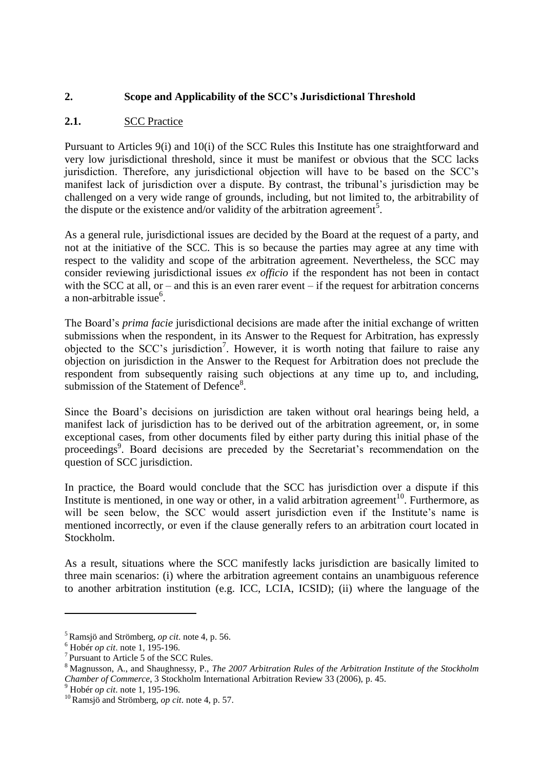## 2. Scope and Applicability of the SCC's Jurisdictional Threshold

### 2.1. SCC Practice

Pursuant to Articles 9(i) and 10(i) of the SCC Rules this Institute has one straightforward and very low jurisdictional threshold, since it must be manifest or obvious that the SCC lacks jurisdiction. Therefore, any jurisdictional objection will have to be based on the SCC's manifest lack of jurisdiction over a dispute. By contrast, the tribunal's jurisdiction may be challenged on a very wide range of grounds, including, but not limited to, the arbitrability of the dispute or the existence and/or validity of the arbitration agreement[5].

As a general rule, jurisdictional issues are decided by the Board at the request of a party, and not at the initiative of the SCC. This is so because the parties may agree at any time with respect to the validity and scope of the arbitration agreement. Nevertheless, the SCC may consider reviewing jurisdictional issues *ex officio* if the respondent has not been in contact with the SCC at all, or – and this is an even rarer event – if the request for arbitration concerns a non-arbitrable issue[6].

The Board's *prima facie* jurisdictional decisions are made after the initial exchange of written submissions when the respondent, in its Answer to the Request for Arbitration, has expressly objected to the SCC's jurisdiction[7]. However, it is worth noting that failure to raise any objection on jurisdiction in the Answer to the Request for Arbitration does not preclude the respondent from subsequently raising such objections at any time up to, and including, submission of the Statement of Defence[8].

Since the Board's decisions on jurisdiction are taken without oral hearings being held, a manifest lack of jurisdiction has to be derived out of the arbitration agreement, or, in some exceptional cases, from other documents filed by either party during this initial phase of the proceedings[9]. Board decisions are preceded by the Secretariat's recommendation on the question of SCC jurisdiction.

In practice, the Board would conclude that the SCC has jurisdiction over a dispute if this Institute is mentioned, in one way or other, in a valid arbitration agreement[10]. Furthermore, as will be seen below, the SCC would assert jurisdiction even if the Institute's name is mentioned incorrectly, or even if the clause generally refers to an arbitration court located in Stockholm.

As a result, situations where the SCC manifestly lacks jurisdiction are basically limited to three main scenarios: (i) where the arbitration agreement contains an unambiguous reference to another arbitration institution (e.g. ICC, LCIA, ICSID); (ii) where the language of the

---

[5] Ramsjö and Strömberg, *op cit*. note 4, p. 56.

[6] Hobér *op cit*. note 1, 195-196.

[7] Pursuant to Article 5 of the SCC Rules.

[8] Magnusson, A., and Shaughnessy, P., *The 2007 Arbitration Rules of the Arbitration Institute of the Stockholm Chamber of Commerce*, 3 Stockholm International Arbitration Review 33 (2006), p. 45.

[9] Hobér *op cit*. note 1, 195-196.

[10] Ramsjö and Strömberg, *op cit*. note 4, p. 57.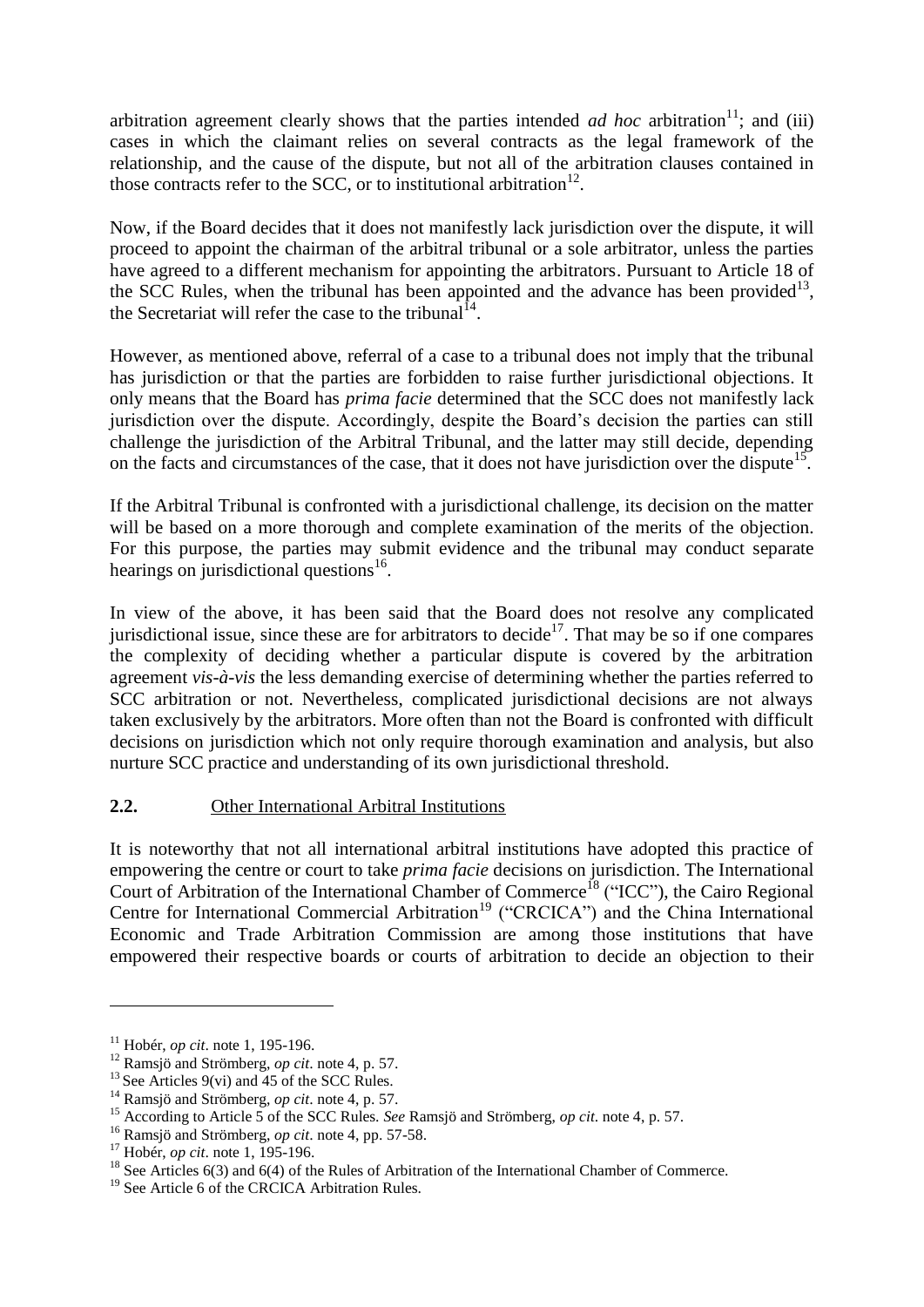arbitration agreement clearly shows that the parties intended *ad hoc* arbitration[11]; and (iii) cases in which the claimant relies on several contracts as the legal framework of the relationship, and the cause of the dispute, but not all of the arbitration clauses contained in those contracts refer to the SCC, or to institutional arbitration[12].

Now, if the Board decides that it does not manifestly lack jurisdiction over the dispute, it will proceed to appoint the chairman of the arbitral tribunal or a sole arbitrator, unless the parties have agreed to a different mechanism for appointing the arbitrators. Pursuant to Article 18 of the SCC Rules, when the tribunal has been appointed and the advance has been provided[13], the Secretariat will refer the case to the tribunal[14].

However, as mentioned above, referral of a case to a tribunal does not imply that the tribunal has jurisdiction or that the parties are forbidden to raise further jurisdictional objections. It only means that the Board has *prima facie* determined that the SCC does not manifestly lack jurisdiction over the dispute. Accordingly, despite the Board's decision the parties can still challenge the jurisdiction of the Arbitral Tribunal, and the latter may still decide, depending on the facts and circumstances of the case, that it does not have jurisdiction over the dispute[15].

If the Arbitral Tribunal is confronted with a jurisdictional challenge, its decision on the matter will be based on a more thorough and complete examination of the merits of the objection. For this purpose, the parties may submit evidence and the tribunal may conduct separate hearings on jurisdictional questions[16].

In view of the above, it has been said that the Board does not resolve any complicated jurisdictional issue, since these are for arbitrators to decide[17]. That may be so if one compares the complexity of deciding whether a particular dispute is covered by the arbitration agreement *vis-à-vis* the less demanding exercise of determining whether the parties referred to SCC arbitration or not. Nevertheless, complicated jurisdictional decisions are not always taken exclusively by the arbitrators. More often than not the Board is confronted with difficult decisions on jurisdiction which not only require thorough examination and analysis, but also nurture SCC practice and understanding of its own jurisdictional threshold.

## 2.2. Other International Arbitral Institutions

It is noteworthy that not all international arbitral institutions have adopted this practice of empowering the centre or court to take *prima facie* decisions on jurisdiction. The International Court of Arbitration of the International Chamber of Commerce[18] ("ICC"), the Cairo Regional Centre for International Commercial Arbitration[19] ("CRCICA") and the China International Economic and Trade Arbitration Commission are among those institutions that have empowered their respective boards or courts of arbitration to decide an objection to their

---

[11] Hobér, *op cit*. note 1, 195-196.

[12] Ramsjö and Strömberg, *op cit*. note 4, p. 57.

[13] See Articles 9(vi) and 45 of the SCC Rules.

[14] Ramsjö and Strömberg, *op cit*. note 4, p. 57.

[15] According to Article 5 of the SCC Rules. *See* Ramsjö and Strömberg, *op cit*. note 4, p. 57.

[16] Ramsjö and Strömberg, *op cit*. note 4, pp. 57-58.

[17] Hobér, *op cit*. note 1, 195-196.

[18] See Articles 6(3) and 6(4) of the Rules of Arbitration of the International Chamber of Commerce.

[19] See Article 6 of the CRCICA Arbitration Rules.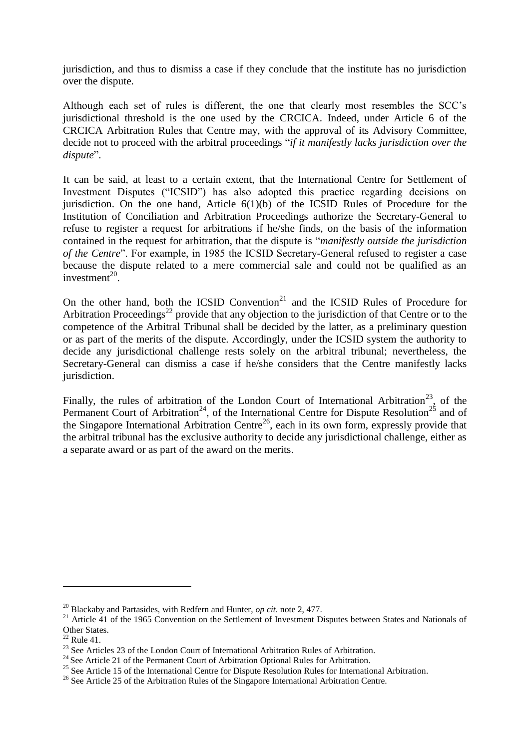jurisdiction, and thus to dismiss a case if they conclude that the institute has no jurisdiction over the dispute.

Although each set of rules is different, the one that clearly most resembles the SCC's jurisdictional threshold is the one used by the CRCICA. Indeed, under Article 6 of the CRCICA Arbitration Rules that Centre may, with the approval of its Advisory Committee, decide not to proceed with the arbitral proceedings "*if it manifestly lacks jurisdiction over the dispute*".

It can be said, at least to a certain extent, that the International Centre for Settlement of Investment Disputes ("ICSID") has also adopted this practice regarding decisions on jurisdiction. On the one hand, Article 6(1)(b) of the ICSID Rules of Procedure for the Institution of Conciliation and Arbitration Proceedings authorize the Secretary-General to refuse to register a request for arbitrations if he/she finds, on the basis of the information contained in the request for arbitration, that the dispute is "*manifestly outside the jurisdiction of the Centre*". For example, in 1985 the ICSID Secretary-General refused to register a case because the dispute related to a mere commercial sale and could not be qualified as an investment[20].

On the other hand, both the ICSID Convention[21] and the ICSID Rules of Procedure for Arbitration Proceedings[22] provide that any objection to the jurisdiction of that Centre or to the competence of the Arbitral Tribunal shall be decided by the latter, as a preliminary question or as part of the merits of the dispute. Accordingly, under the ICSID system the authority to decide any jurisdictional challenge rests solely on the arbitral tribunal; nevertheless, the Secretary-General can dismiss a case if he/she considers that the Centre manifestly lacks jurisdiction.

Finally, the rules of arbitration of the London Court of International Arbitration[23], of the Permanent Court of Arbitration[24], of the International Centre for Dispute Resolution[25] and of the Singapore International Arbitration Centre[26], each in its own form, expressly provide that the arbitral tribunal has the exclusive authority to decide any jurisdictional challenge, either as a separate award or as part of the award on the merits.

---

[20] Blackaby and Partasides, with Redfern and Hunter, *op cit*. note 2, 477.

[21] Article 41 of the 1965 Convention on the Settlement of Investment Disputes between States and Nationals of Other States.

[22] Rule 41.

[23] See Articles 23 of the London Court of International Arbitration Rules of Arbitration.

[24] See Article 21 of the Permanent Court of Arbitration Optional Rules for Arbitration.

[25] See Article 15 of the International Centre for Dispute Resolution Rules for International Arbitration.

[26] See Article 25 of the Arbitration Rules of the Singapore International Arbitration Centre.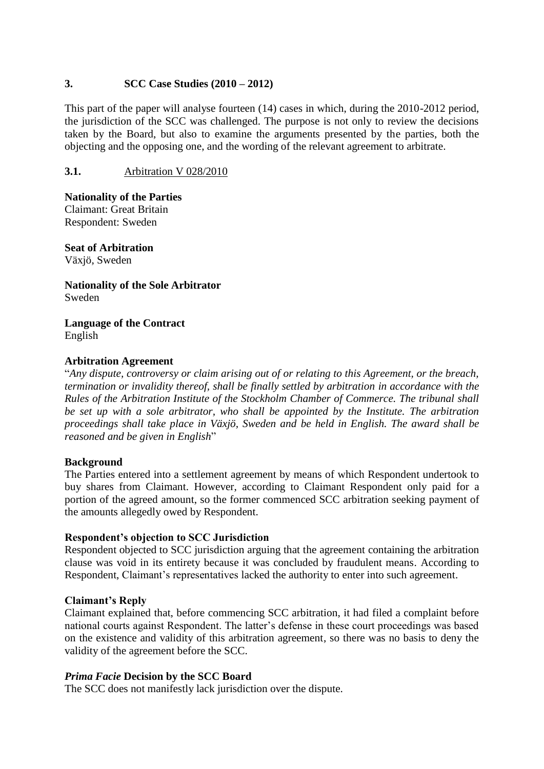## 3. SCC Case Studies (2010 – 2012)

This part of the paper will analyse fourteen (14) cases in which, during the 2010-2012 period, the jurisdiction of the SCC was challenged. The purpose is not only to review the decisions taken by the Board, but also to examine the arguments presented by the parties, both the objecting and the opposing one, and the wording of the relevant agreement to arbitrate.

### 3.1. Arbitration V 028/2010

**Nationality of the Parties**
Claimant: Great Britain
Respondent: Sweden

**Seat of Arbitration**
Växjö, Sweden

**Nationality of the Sole Arbitrator**
Sweden

**Language of the Contract**
English

**Arbitration Agreement**
"*Any dispute, controversy or claim arising out of or relating to this Agreement, or the breach, termination or invalidity thereof, shall be finally settled by arbitration in accordance with the Rules of the Arbitration Institute of the Stockholm Chamber of Commerce. The tribunal shall be set up with a sole arbitrator, who shall be appointed by the Institute. The arbitration proceedings shall take place in Växjö, Sweden and be held in English. The award shall be reasoned and be given in English*"

**Background**
The Parties entered into a settlement agreement by means of which Respondent undertook to buy shares from Claimant. However, according to Claimant Respondent only paid for a portion of the agreed amount, so the former commenced SCC arbitration seeking payment of the amounts allegedly owed by Respondent.

**Respondent's objection to SCC Jurisdiction**
Respondent objected to SCC jurisdiction arguing that the agreement containing the arbitration clause was void in its entirety because it was concluded by fraudulent means. According to Respondent, Claimant's representatives lacked the authority to enter into such agreement.

**Claimant's Reply**
Claimant explained that, before commencing SCC arbitration, it had filed a complaint before national courts against Respondent. The latter's defense in these court proceedings was based on the existence and validity of this arbitration agreement, so there was no basis to deny the validity of the agreement before the SCC.

***Prima Facie* Decision by the SCC Board**
The SCC does not manifestly lack jurisdiction over the dispute.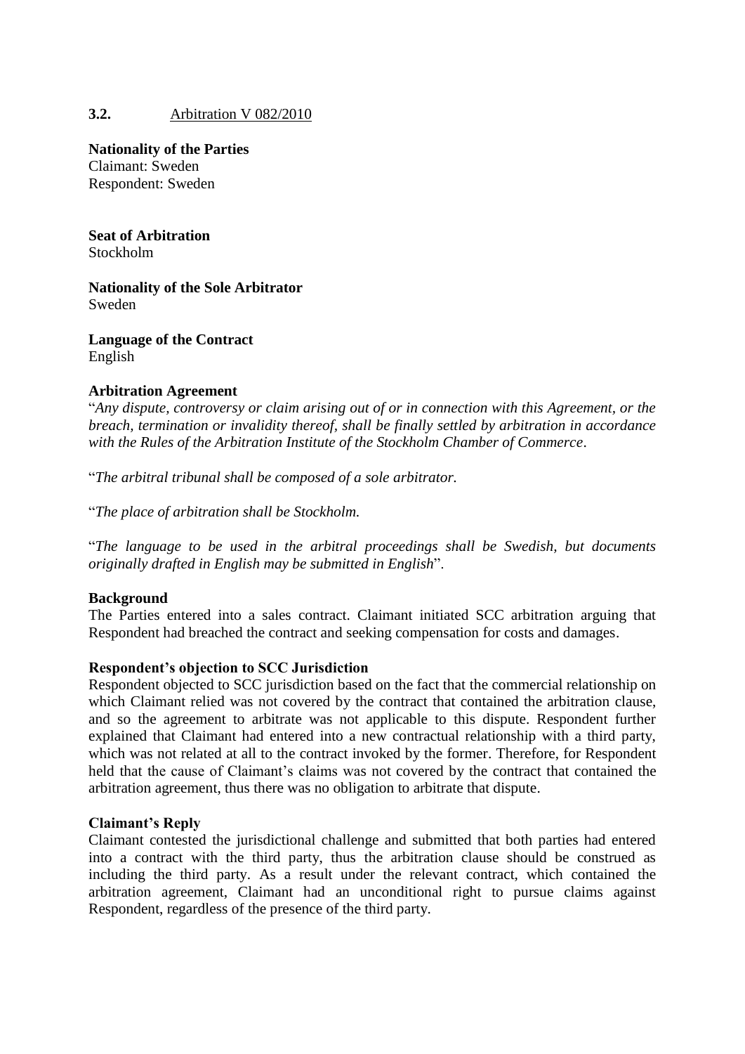## 3.2. Arbitration V 082/2010

**Nationality of the Parties**
Claimant: Sweden
Respondent: Sweden

**Seat of Arbitration**
Stockholm

**Nationality of the Sole Arbitrator**
Sweden

**Language of the Contract**
English

**Arbitration Agreement**

"*Any dispute, controversy or claim arising out of or in connection with this Agreement, or the breach, termination or invalidity thereof, shall be finally settled by arbitration in accordance with the Rules of the Arbitration Institute of the Stockholm Chamber of Commerce*.

"*The arbitral tribunal shall be composed of a sole arbitrator.*

"*The place of arbitration shall be Stockholm.*

"*The language to be used in the arbitral proceedings shall be Swedish, but documents originally drafted in English may be submitted in English*".

**Background**

The Parties entered into a sales contract. Claimant initiated SCC arbitration arguing that Respondent had breached the contract and seeking compensation for costs and damages.

**Respondent's objection to SCC Jurisdiction**

Respondent objected to SCC jurisdiction based on the fact that the commercial relationship on which Claimant relied was not covered by the contract that contained the arbitration clause, and so the agreement to arbitrate was not applicable to this dispute. Respondent further explained that Claimant had entered into a new contractual relationship with a third party, which was not related at all to the contract invoked by the former. Therefore, for Respondent held that the cause of Claimant's claims was not covered by the contract that contained the arbitration agreement, thus there was no obligation to arbitrate that dispute.

**Claimant's Reply**

Claimant contested the jurisdictional challenge and submitted that both parties had entered into a contract with the third party, thus the arbitration clause should be construed as including the third party. As a result under the relevant contract, which contained the arbitration agreement, Claimant had an unconditional right to pursue claims against Respondent, regardless of the presence of the third party.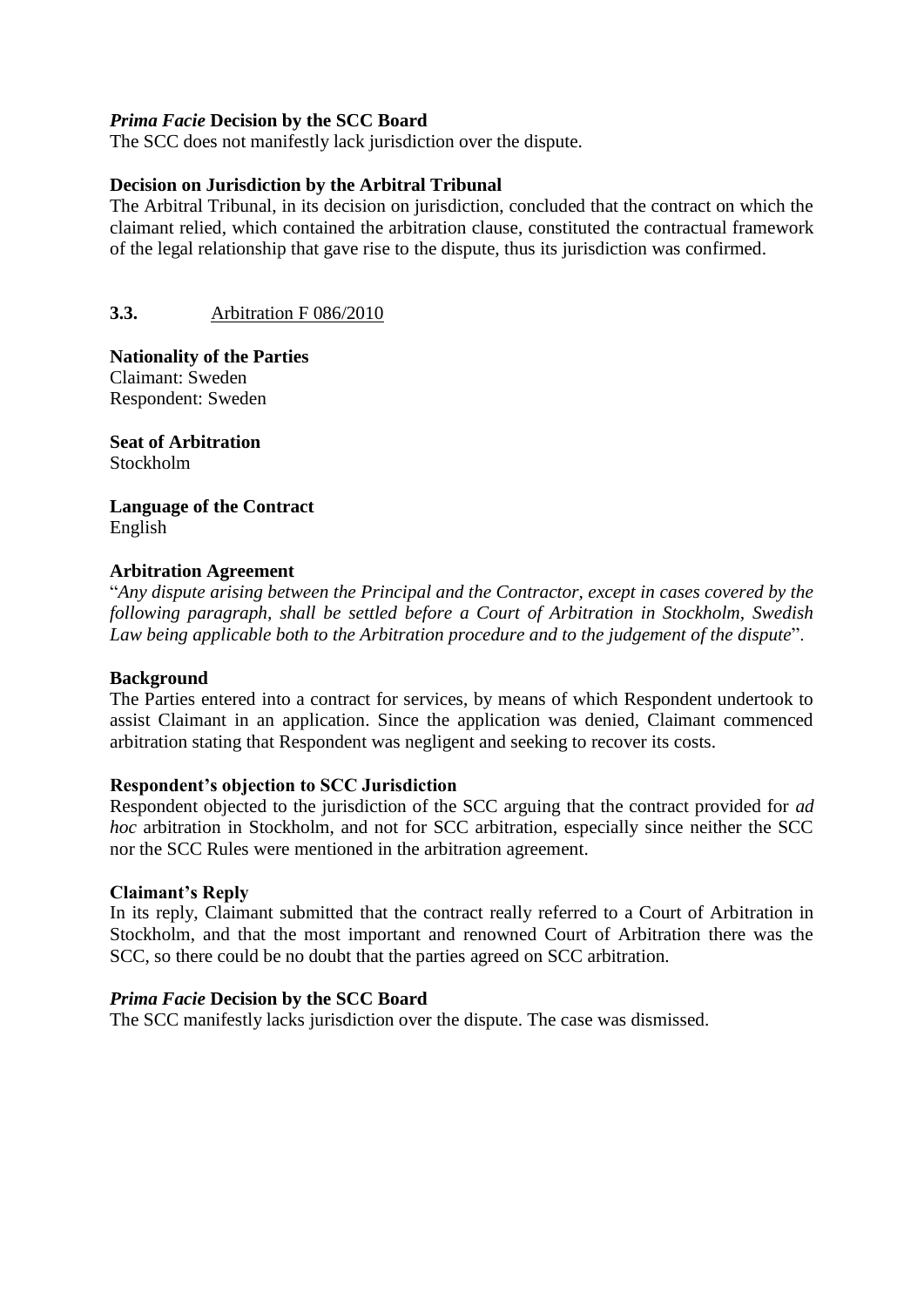***Prima Facie* Decision by the SCC Board**
The SCC does not manifestly lack jurisdiction over the dispute.

**Decision on Jurisdiction by the Arbitral Tribunal**
The Arbitral Tribunal, in its decision on jurisdiction, concluded that the contract on which the claimant relied, which contained the arbitration clause, constituted the contractual framework of the legal relationship that gave rise to the dispute, thus its jurisdiction was confirmed.

### 3.3. Arbitration F 086/2010

**Nationality of the Parties**
Claimant: Sweden
Respondent: Sweden

**Seat of Arbitration**
Stockholm

**Language of the Contract**
English

**Arbitration Agreement**
"*Any dispute arising between the Principal and the Contractor, except in cases covered by the following paragraph, shall be settled before a Court of Arbitration in Stockholm, Swedish Law being applicable both to the Arbitration procedure and to the judgement of the dispute*".

**Background**
The Parties entered into a contract for services, by means of which Respondent undertook to assist Claimant in an application. Since the application was denied, Claimant commenced arbitration stating that Respondent was negligent and seeking to recover its costs.

**Respondent's objection to SCC Jurisdiction**
Respondent objected to the jurisdiction of the SCC arguing that the contract provided for *ad hoc* arbitration in Stockholm, and not for SCC arbitration, especially since neither the SCC nor the SCC Rules were mentioned in the arbitration agreement.

**Claimant's Reply**
In its reply, Claimant submitted that the contract really referred to a Court of Arbitration in Stockholm, and that the most important and renowned Court of Arbitration there was the SCC, so there could be no doubt that the parties agreed on SCC arbitration.

***Prima Facie* Decision by the SCC Board**
The SCC manifestly lacks jurisdiction over the dispute. The case was dismissed.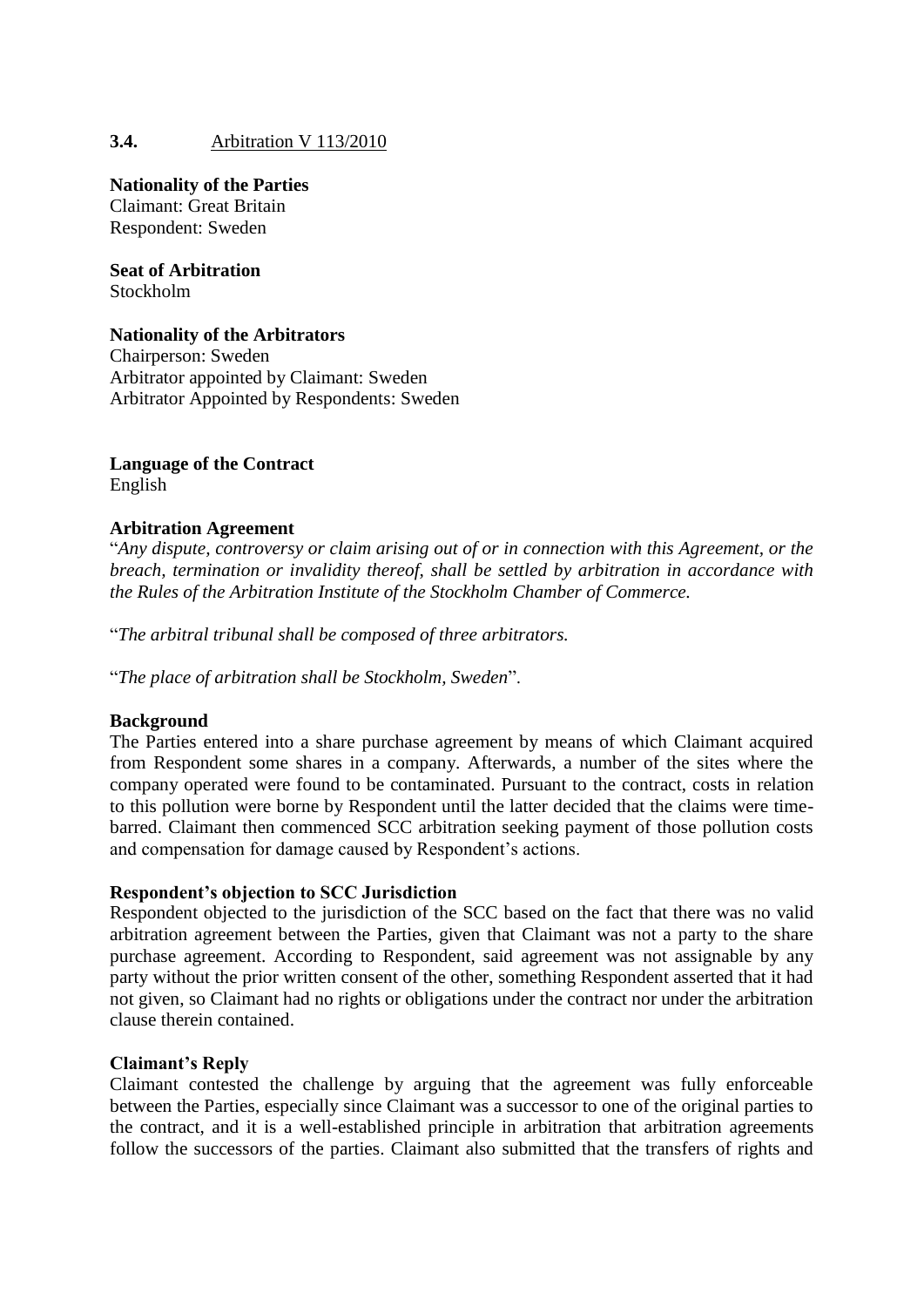## 3.4. Arbitration V 113/2010

**Nationality of the Parties**
Claimant: Great Britain
Respondent: Sweden

**Seat of Arbitration**
Stockholm

**Nationality of the Arbitrators**
Chairperson: Sweden
Arbitrator appointed by Claimant: Sweden
Arbitrator Appointed by Respondents: Sweden

**Language of the Contract**
English

**Arbitration Agreement**
"*Any dispute, controversy or claim arising out of or in connection with this Agreement, or the breach, termination or invalidity thereof, shall be settled by arbitration in accordance with the Rules of the Arbitration Institute of the Stockholm Chamber of Commerce.*

"*The arbitral tribunal shall be composed of three arbitrators.*

"*The place of arbitration shall be Stockholm, Sweden*".

**Background**
The Parties entered into a share purchase agreement by means of which Claimant acquired from Respondent some shares in a company. Afterwards, a number of the sites where the company operated were found to be contaminated. Pursuant to the contract, costs in relation to this pollution were borne by Respondent until the latter decided that the claims were time-barred. Claimant then commenced SCC arbitration seeking payment of those pollution costs and compensation for damage caused by Respondent's actions.

**Respondent's objection to SCC Jurisdiction**
Respondent objected to the jurisdiction of the SCC based on the fact that there was no valid arbitration agreement between the Parties, given that Claimant was not a party to the share purchase agreement. According to Respondent, said agreement was not assignable by any party without the prior written consent of the other, something Respondent asserted that it had not given, so Claimant had no rights or obligations under the contract nor under the arbitration clause therein contained.

**Claimant's Reply**
Claimant contested the challenge by arguing that the agreement was fully enforceable between the Parties, especially since Claimant was a successor to one of the original parties to the contract, and it is a well-established principle in arbitration that arbitration agreements follow the successors of the parties. Claimant also submitted that the transfers of rights and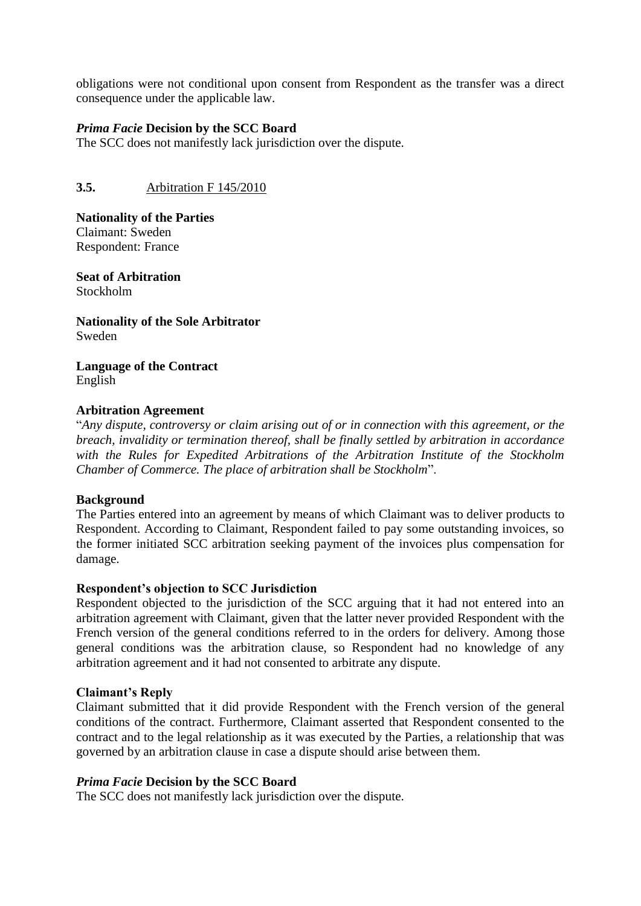obligations were not conditional upon consent from Respondent as the transfer was a direct consequence under the applicable law.

***Prima Facie* Decision by the SCC Board**
The SCC does not manifestly lack jurisdiction over the dispute.

### 3.5. Arbitration F 145/2010

**Nationality of the Parties**
Claimant: Sweden
Respondent: France

**Seat of Arbitration**
Stockholm

**Nationality of the Sole Arbitrator**
Sweden

**Language of the Contract**
English

**Arbitration Agreement**
"*Any dispute, controversy or claim arising out of or in connection with this agreement, or the breach, invalidity or termination thereof, shall be finally settled by arbitration in accordance with the Rules for Expedited Arbitrations of the Arbitration Institute of the Stockholm Chamber of Commerce. The place of arbitration shall be Stockholm*".

**Background**
The Parties entered into an agreement by means of which Claimant was to deliver products to Respondent. According to Claimant, Respondent failed to pay some outstanding invoices, so the former initiated SCC arbitration seeking payment of the invoices plus compensation for damage.

**Respondent's objection to SCC Jurisdiction**
Respondent objected to the jurisdiction of the SCC arguing that it had not entered into an arbitration agreement with Claimant, given that the latter never provided Respondent with the French version of the general conditions referred to in the orders for delivery. Among those general conditions was the arbitration clause, so Respondent had no knowledge of any arbitration agreement and it had not consented to arbitrate any dispute.

**Claimant's Reply**
Claimant submitted that it did provide Respondent with the French version of the general conditions of the contract. Furthermore, Claimant asserted that Respondent consented to the contract and to the legal relationship as it was executed by the Parties, a relationship that was governed by an arbitration clause in case a dispute should arise between them.

***Prima Facie* Decision by the SCC Board**
The SCC does not manifestly lack jurisdiction over the dispute.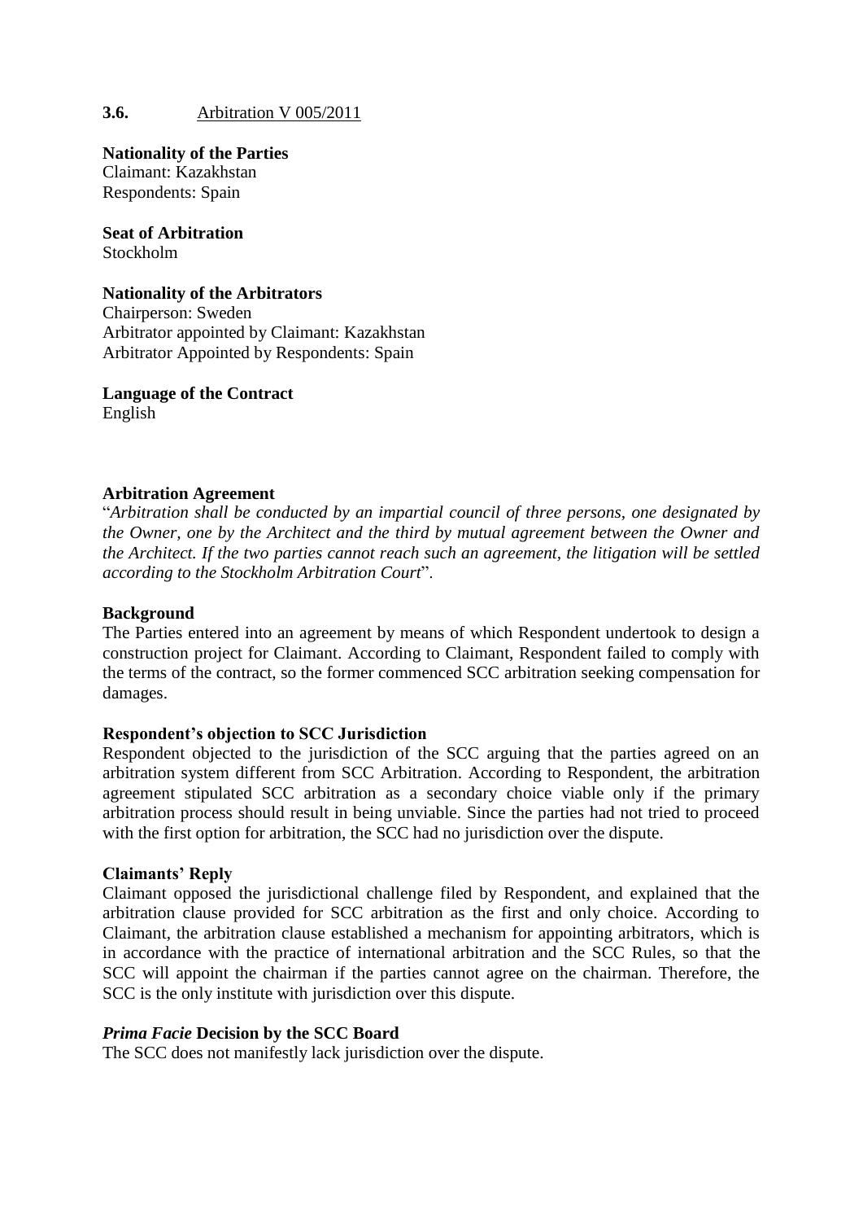### 3.6. Arbitration V 005/2011

**Nationality of the Parties**
Claimant: Kazakhstan
Respondents: Spain

**Seat of Arbitration**
Stockholm

**Nationality of the Arbitrators**
Chairperson: Sweden
Arbitrator appointed by Claimant: Kazakhstan
Arbitrator Appointed by Respondents: Spain

**Language of the Contract**
English

**Arbitration Agreement**
"*Arbitration shall be conducted by an impartial council of three persons, one designated by the Owner, one by the Architect and the third by mutual agreement between the Owner and the Architect. If the two parties cannot reach such an agreement, the litigation will be settled according to the Stockholm Arbitration Court*".

**Background**
The Parties entered into an agreement by means of which Respondent undertook to design a construction project for Claimant. According to Claimant, Respondent failed to comply with the terms of the contract, so the former commenced SCC arbitration seeking compensation for damages.

**Respondent's objection to SCC Jurisdiction**
Respondent objected to the jurisdiction of the SCC arguing that the parties agreed on an arbitration system different from SCC Arbitration. According to Respondent, the arbitration agreement stipulated SCC arbitration as a secondary choice viable only if the primary arbitration process should result in being unviable. Since the parties had not tried to proceed with the first option for arbitration, the SCC had no jurisdiction over the dispute.

**Claimants' Reply**
Claimant opposed the jurisdictional challenge filed by Respondent, and explained that the arbitration clause provided for SCC arbitration as the first and only choice. According to Claimant, the arbitration clause established a mechanism for appointing arbitrators, which is in accordance with the practice of international arbitration and the SCC Rules, so that the SCC will appoint the chairman if the parties cannot agree on the chairman. Therefore, the SCC is the only institute with jurisdiction over this dispute.

***Prima Facie* Decision by the SCC Board**
The SCC does not manifestly lack jurisdiction over the dispute.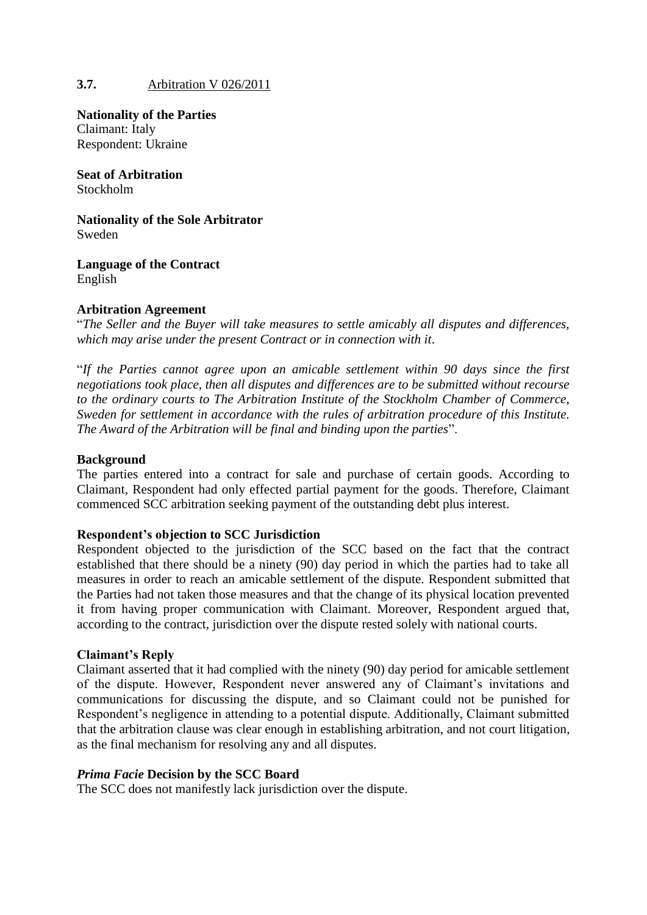### 3.7. Arbitration V 026/2011

**Nationality of the Parties**
Claimant: Italy
Respondent: Ukraine

**Seat of Arbitration**
Stockholm

**Nationality of the Sole Arbitrator**
Sweden

**Language of the Contract**
English

**Arbitration Agreement**
"*The Seller and the Buyer will take measures to settle amicably all disputes and differences, which may arise under the present Contract or in connection with it*.

"*If the Parties cannot agree upon an amicable settlement within 90 days since the first negotiations took place, then all disputes and differences are to be submitted without recourse to the ordinary courts to The Arbitration Institute of the Stockholm Chamber of Commerce, Sweden for settlement in accordance with the rules of arbitration procedure of this Institute. The Award of the Arbitration will be final and binding upon the parties*".

**Background**
The parties entered into a contract for sale and purchase of certain goods. According to Claimant, Respondent had only effected partial payment for the goods. Therefore, Claimant commenced SCC arbitration seeking payment of the outstanding debt plus interest.

**Respondent's objection to SCC Jurisdiction**
Respondent objected to the jurisdiction of the SCC based on the fact that the contract established that there should be a ninety (90) day period in which the parties had to take all measures in order to reach an amicable settlement of the dispute. Respondent submitted that the Parties had not taken those measures and that the change of its physical location prevented it from having proper communication with Claimant. Moreover, Respondent argued that, according to the contract, jurisdiction over the dispute rested solely with national courts.

**Claimant's Reply**
Claimant asserted that it had complied with the ninety (90) day period for amicable settlement of the dispute. However, Respondent never answered any of Claimant's invitations and communications for discussing the dispute, and so Claimant could not be punished for Respondent's negligence in attending to a potential dispute. Additionally, Claimant submitted that the arbitration clause was clear enough in establishing arbitration, and not court litigation, as the final mechanism for resolving any and all disputes.

***Prima Facie* Decision by the SCC Board**
The SCC does not manifestly lack jurisdiction over the dispute.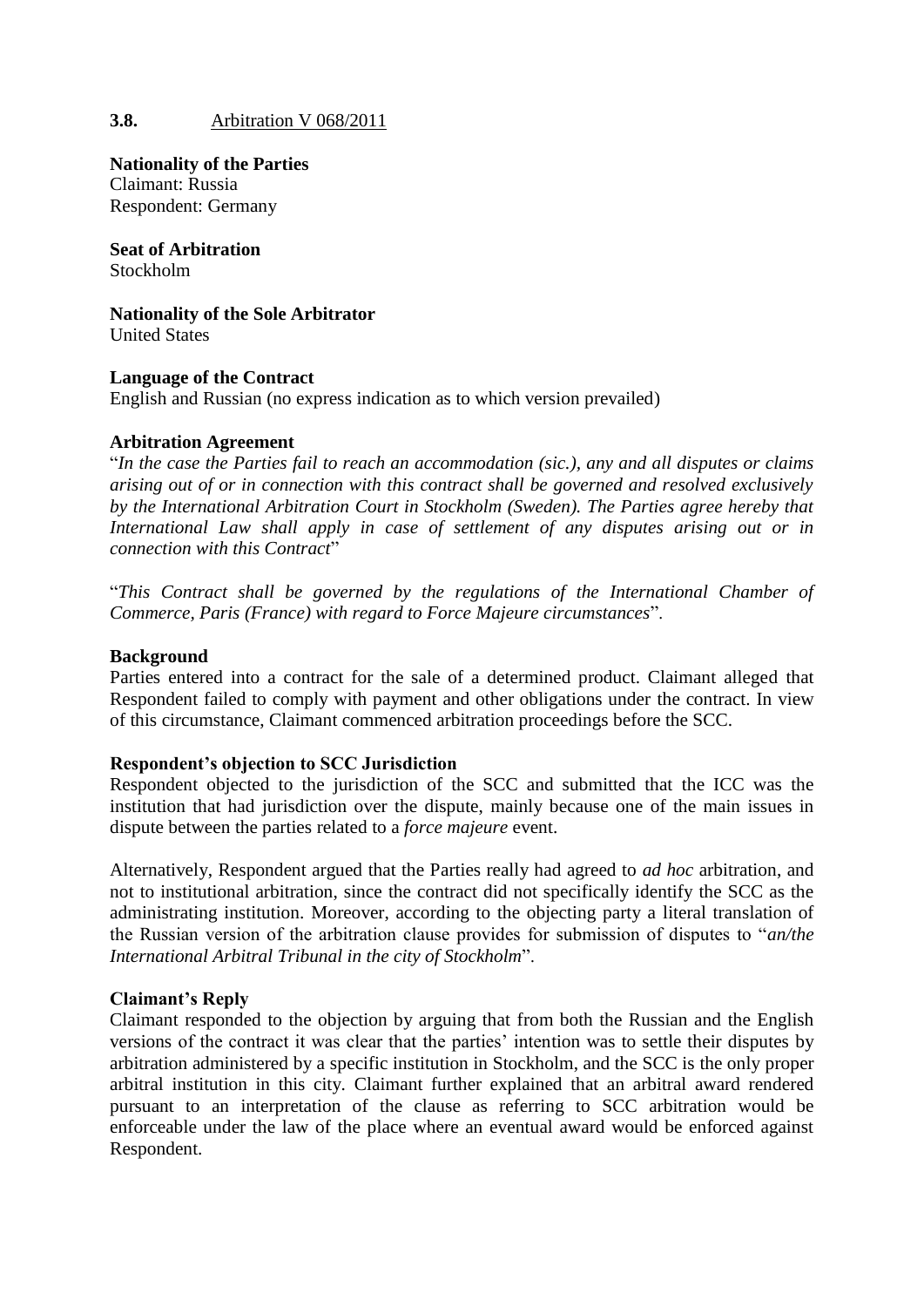### 3.8. Arbitration V 068/2011

**Nationality of the Parties**
Claimant: Russia
Respondent: Germany

**Seat of Arbitration**
Stockholm

**Nationality of the Sole Arbitrator**
United States

**Language of the Contract**
English and Russian (no express indication as to which version prevailed)

**Arbitration Agreement**
"*In the case the Parties fail to reach an accommodation (sic.), any and all disputes or claims arising out of or in connection with this contract shall be governed and resolved exclusively by the International Arbitration Court in Stockholm (Sweden). The Parties agree hereby that International Law shall apply in case of settlement of any disputes arising out or in connection with this Contract*"

"*This Contract shall be governed by the regulations of the International Chamber of Commerce, Paris (France) with regard to Force Majeure circumstances*".

**Background**
Parties entered into a contract for the sale of a determined product. Claimant alleged that Respondent failed to comply with payment and other obligations under the contract. In view of this circumstance, Claimant commenced arbitration proceedings before the SCC.

**Respondent's objection to SCC Jurisdiction**
Respondent objected to the jurisdiction of the SCC and submitted that the ICC was the institution that had jurisdiction over the dispute, mainly because one of the main issues in dispute between the parties related to a *force majeure* event.

Alternatively, Respondent argued that the Parties really had agreed to *ad hoc* arbitration, and not to institutional arbitration, since the contract did not specifically identify the SCC as the administrating institution. Moreover, according to the objecting party a literal translation of the Russian version of the arbitration clause provides for submission of disputes to "*an/the International Arbitral Tribunal in the city of Stockholm*".

**Claimant's Reply**
Claimant responded to the objection by arguing that from both the Russian and the English versions of the contract it was clear that the parties' intention was to settle their disputes by arbitration administered by a specific institution in Stockholm, and the SCC is the only proper arbitral institution in this city. Claimant further explained that an arbitral award rendered pursuant to an interpretation of the clause as referring to SCC arbitration would be enforceable under the law of the place where an eventual award would be enforced against Respondent.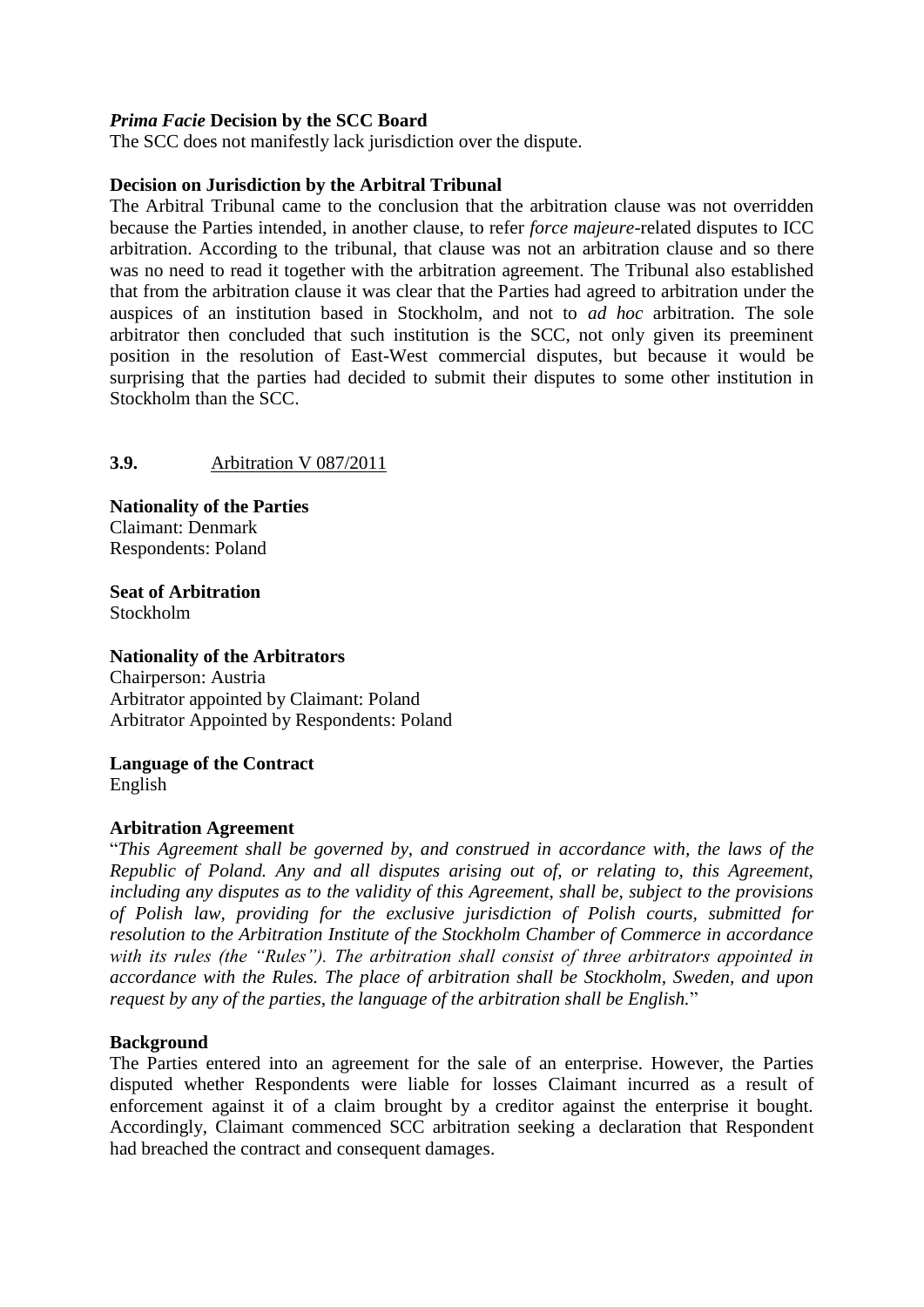***Prima Facie* Decision by the SCC Board**
The SCC does not manifestly lack jurisdiction over the dispute.

**Decision on Jurisdiction by the Arbitral Tribunal**
The Arbitral Tribunal came to the conclusion that the arbitration clause was not overridden because the Parties intended, in another clause, to refer *force majeure*-related disputes to ICC arbitration. According to the tribunal, that clause was not an arbitration clause and so there was no need to read it together with the arbitration agreement. The Tribunal also established that from the arbitration clause it was clear that the Parties had agreed to arbitration under the auspices of an institution based in Stockholm, and not to *ad hoc* arbitration. The sole arbitrator then concluded that such institution is the SCC, not only given its preeminent position in the resolution of East-West commercial disputes, but because it would be surprising that the parties had decided to submit their disputes to some other institution in Stockholm than the SCC.

### 3.9. Arbitration V 087/2011

**Nationality of the Parties**
Claimant: Denmark
Respondents: Poland

**Seat of Arbitration**
Stockholm

**Nationality of the Arbitrators**
Chairperson: Austria
Arbitrator appointed by Claimant: Poland
Arbitrator Appointed by Respondents: Poland

**Language of the Contract**
English

**Arbitration Agreement**
"*This Agreement shall be governed by, and construed in accordance with, the laws of the Republic of Poland. Any and all disputes arising out of, or relating to, this Agreement, including any disputes as to the validity of this Agreement, shall be, subject to the provisions of Polish law, providing for the exclusive jurisdiction of Polish courts, submitted for resolution to the Arbitration Institute of the Stockholm Chamber of Commerce in accordance with its rules (the "Rules"). The arbitration shall consist of three arbitrators appointed in accordance with the Rules. The place of arbitration shall be Stockholm, Sweden, and upon request by any of the parties, the language of the arbitration shall be English.*"

**Background**
The Parties entered into an agreement for the sale of an enterprise. However, the Parties disputed whether Respondents were liable for losses Claimant incurred as a result of enforcement against it of a claim brought by a creditor against the enterprise it bought. Accordingly, Claimant commenced SCC arbitration seeking a declaration that Respondent had breached the contract and consequent damages.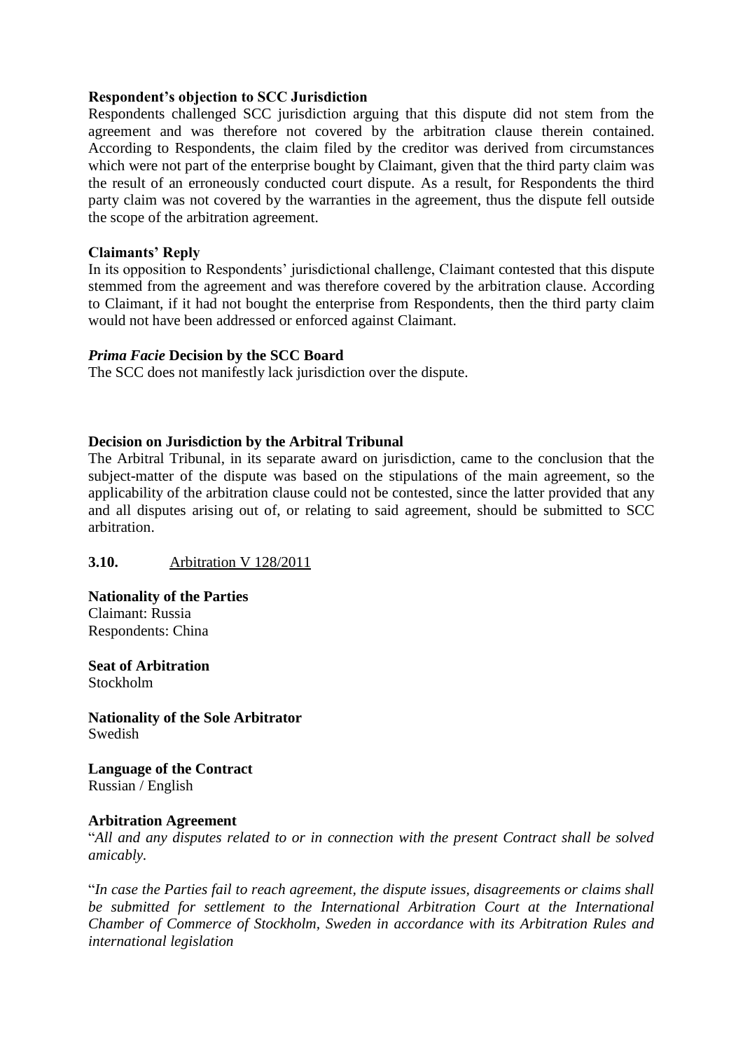**Respondent's objection to SCC Jurisdiction**

Respondents challenged SCC jurisdiction arguing that this dispute did not stem from the agreement and was therefore not covered by the arbitration clause therein contained. According to Respondents, the claim filed by the creditor was derived from circumstances which were not part of the enterprise bought by Claimant, given that the third party claim was the result of an erroneously conducted court dispute. As a result, for Respondents the third party claim was not covered by the warranties in the agreement, thus the dispute fell outside the scope of the arbitration agreement.

**Claimants' Reply**

In its opposition to Respondents' jurisdictional challenge, Claimant contested that this dispute stemmed from the agreement and was therefore covered by the arbitration clause. According to Claimant, if it had not bought the enterprise from Respondents, then the third party claim would not have been addressed or enforced against Claimant.

***Prima Facie* Decision by the SCC Board**

The SCC does not manifestly lack jurisdiction over the dispute.

**Decision on Jurisdiction by the Arbitral Tribunal**

The Arbitral Tribunal, in its separate award on jurisdiction, came to the conclusion that the subject-matter of the dispute was based on the stipulations of the main agreement, so the applicability of the arbitration clause could not be contested, since the latter provided that any and all disputes arising out of, or relating to said agreement, should be submitted to SCC arbitration.

**3.10.** Arbitration V 128/2011

**Nationality of the Parties**
Claimant: Russia
Respondents: China

**Seat of Arbitration**
Stockholm

**Nationality of the Sole Arbitrator**
Swedish

**Language of the Contract**
Russian / English

**Arbitration Agreement**

"*All and any disputes related to or in connection with the present Contract shall be solved amicably.*

"*In case the Parties fail to reach agreement, the dispute issues, disagreements or claims shall be submitted for settlement to the International Arbitration Court at the International Chamber of Commerce of Stockholm, Sweden in accordance with its Arbitration Rules and international legislation*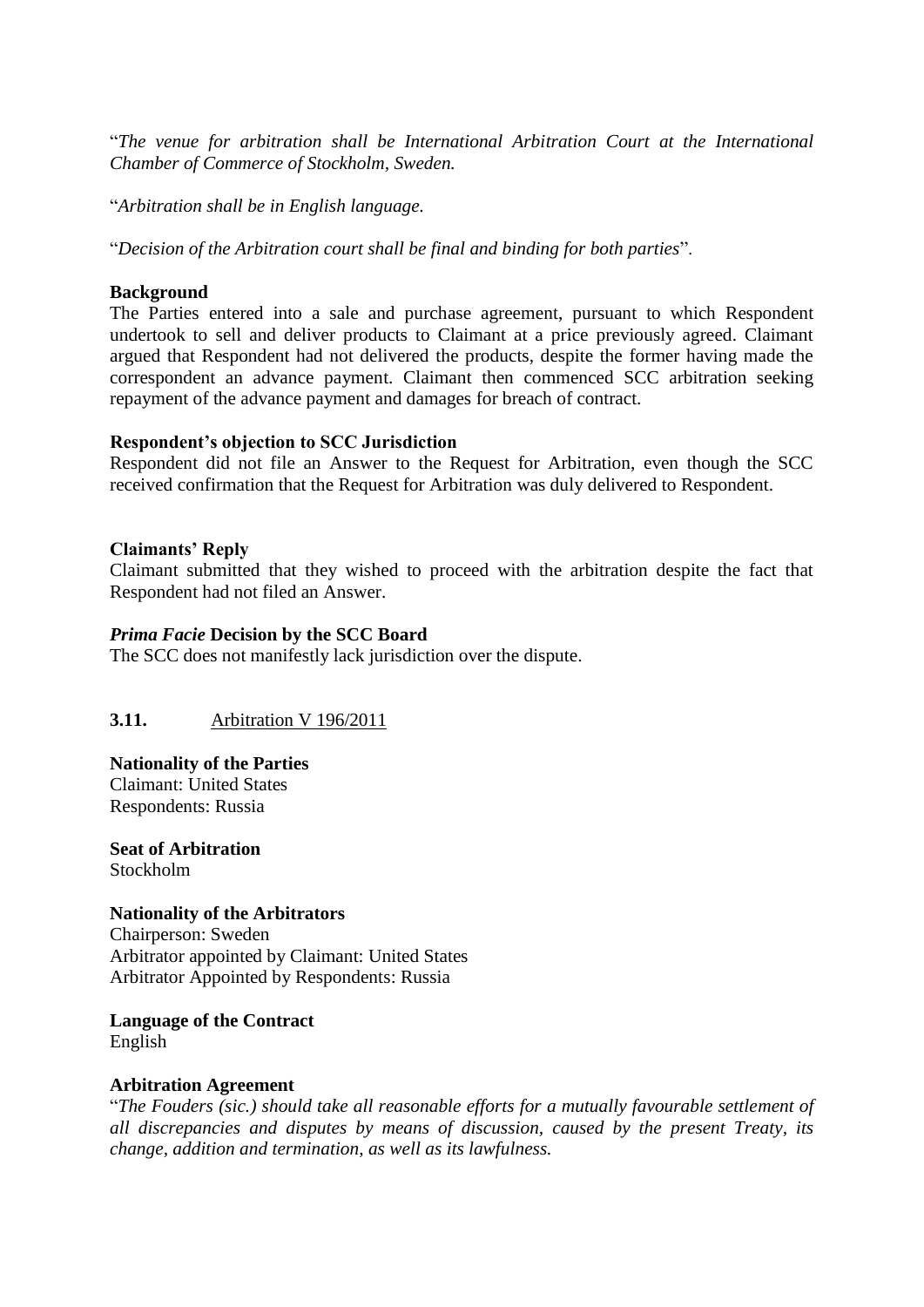"*The venue for arbitration shall be International Arbitration Court at the International Chamber of Commerce of Stockholm, Sweden.*

"*Arbitration shall be in English language.*

"*Decision of the Arbitration court shall be final and binding for both parties*".

**Background**

The Parties entered into a sale and purchase agreement, pursuant to which Respondent undertook to sell and deliver products to Claimant at a price previously agreed. Claimant argued that Respondent had not delivered the products, despite the former having made the correspondent an advance payment. Claimant then commenced SCC arbitration seeking repayment of the advance payment and damages for breach of contract.

**Respondent's objection to SCC Jurisdiction**

Respondent did not file an Answer to the Request for Arbitration, even though the SCC received confirmation that the Request for Arbitration was duly delivered to Respondent.

**Claimants' Reply**

Claimant submitted that they wished to proceed with the arbitration despite the fact that Respondent had not filed an Answer.

***Prima Facie* Decision by the SCC Board**

The SCC does not manifestly lack jurisdiction over the dispute.

### **3.11.** Arbitration V 196/2011

**Nationality of the Parties**

Claimant: United States
Respondents: Russia

**Seat of Arbitration**

Stockholm

**Nationality of the Arbitrators**

Chairperson: Sweden
Arbitrator appointed by Claimant: United States
Arbitrator Appointed by Respondents: Russia

**Language of the Contract**

English

**Arbitration Agreement**

"*The Fouders (sic.) should take all reasonable efforts for a mutually favourable settlement of all discrepancies and disputes by means of discussion, caused by the present Treaty, its change, addition and termination, as well as its lawfulness.*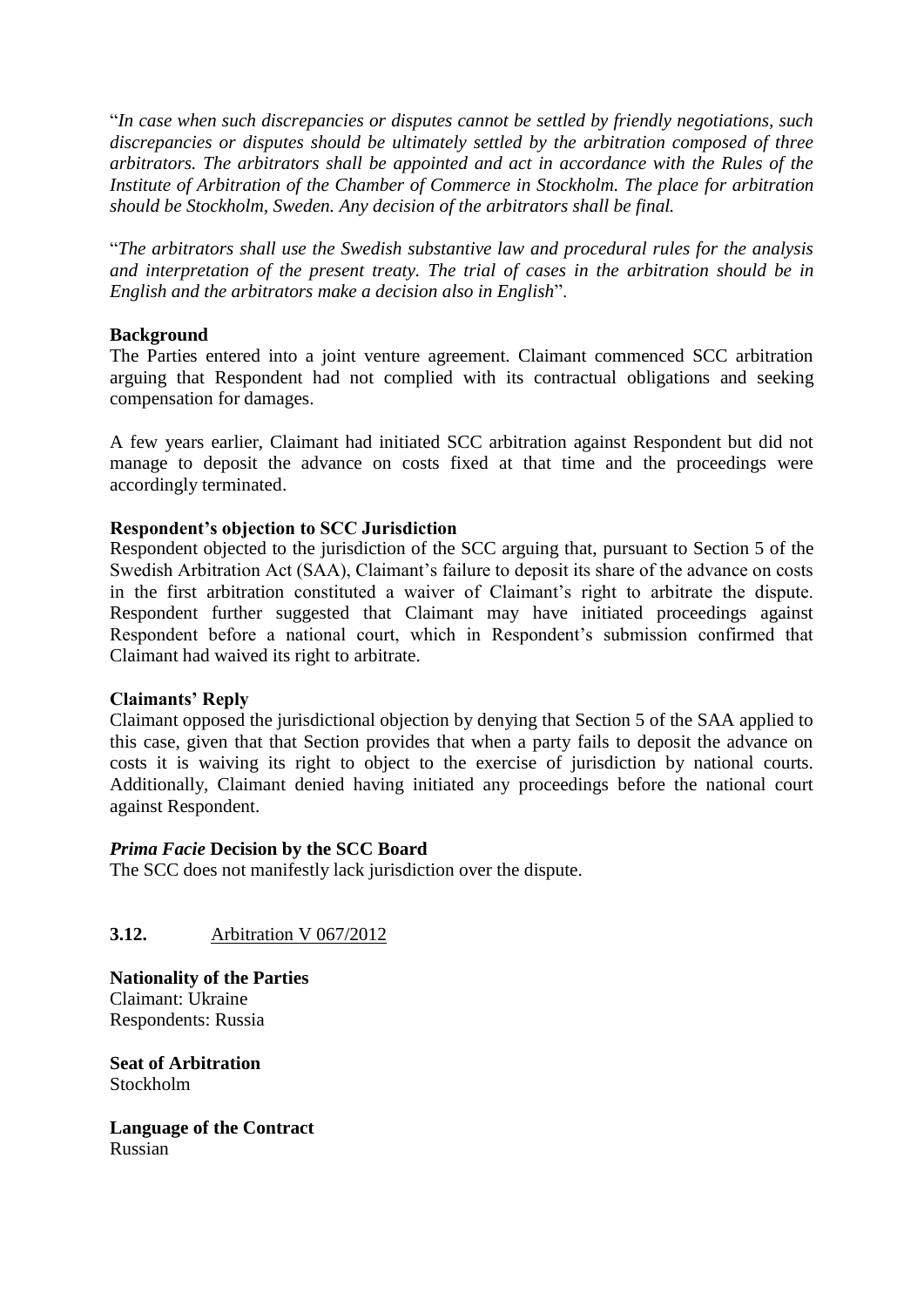"*In case when such discrepancies or disputes cannot be settled by friendly negotiations, such discrepancies or disputes should be ultimately settled by the arbitration composed of three arbitrators. The arbitrators shall be appointed and act in accordance with the Rules of the Institute of Arbitration of the Chamber of Commerce in Stockholm. The place for arbitration should be Stockholm, Sweden. Any decision of the arbitrators shall be final.*

"*The arbitrators shall use the Swedish substantive law and procedural rules for the analysis and interpretation of the present treaty. The trial of cases in the arbitration should be in English and the arbitrators make a decision also in English*".

**Background**

The Parties entered into a joint venture agreement. Claimant commenced SCC arbitration arguing that Respondent had not complied with its contractual obligations and seeking compensation for damages.

A few years earlier, Claimant had initiated SCC arbitration against Respondent but did not manage to deposit the advance on costs fixed at that time and the proceedings were accordingly terminated.

**Respondent's objection to SCC Jurisdiction**

Respondent objected to the jurisdiction of the SCC arguing that, pursuant to Section 5 of the Swedish Arbitration Act (SAA), Claimant's failure to deposit its share of the advance on costs in the first arbitration constituted a waiver of Claimant's right to arbitrate the dispute. Respondent further suggested that Claimant may have initiated proceedings against Respondent before a national court, which in Respondent's submission confirmed that Claimant had waived its right to arbitrate.

**Claimants' Reply**

Claimant opposed the jurisdictional objection by denying that Section 5 of the SAA applied to this case, given that that Section provides that when a party fails to deposit the advance on costs it is waiving its right to object to the exercise of jurisdiction by national courts. Additionally, Claimant denied having initiated any proceedings before the national court against Respondent.

***Prima Facie* Decision by the SCC Board**

The SCC does not manifestly lack jurisdiction over the dispute.

### 3.12. Arbitration V 067/2012

**Nationality of the Parties**

Claimant: Ukraine
Respondents: Russia

**Seat of Arbitration**

Stockholm

**Language of the Contract**

Russian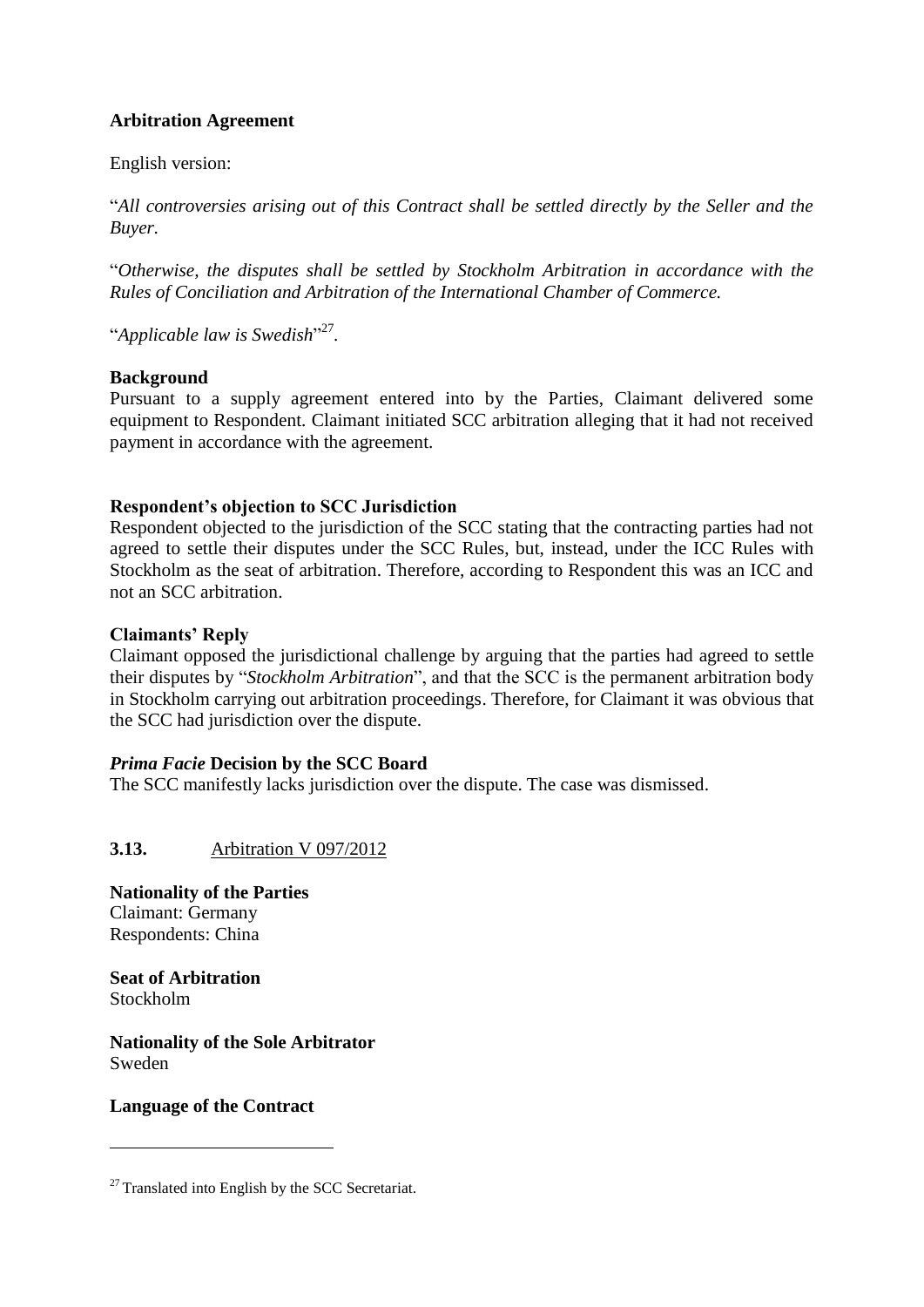**Arbitration Agreement**

English version:

"*All controversies arising out of this Contract shall be settled directly by the Seller and the Buyer.*

"*Otherwise, the disputes shall be settled by Stockholm Arbitration in accordance with the Rules of Conciliation and Arbitration of the International Chamber of Commerce.*

"*Applicable law is Swedish*"[27].

**Background**

Pursuant to a supply agreement entered into by the Parties, Claimant delivered some equipment to Respondent. Claimant initiated SCC arbitration alleging that it had not received payment in accordance with the agreement.

**Respondent's objection to SCC Jurisdiction**

Respondent objected to the jurisdiction of the SCC stating that the contracting parties had not agreed to settle their disputes under the SCC Rules, but, instead, under the ICC Rules with Stockholm as the seat of arbitration. Therefore, according to Respondent this was an ICC and not an SCC arbitration.

**Claimants' Reply**

Claimant opposed the jurisdictional challenge by arguing that the parties had agreed to settle their disputes by "*Stockholm Arbitration*", and that the SCC is the permanent arbitration body in Stockholm carrying out arbitration proceedings. Therefore, for Claimant it was obvious that the SCC had jurisdiction over the dispute.

***Prima Facie* Decision by the SCC Board**

The SCC manifestly lacks jurisdiction over the dispute. The case was dismissed.

## 3.13. Arbitration V 097/2012

**Nationality of the Parties**

Claimant: Germany

Respondents: China

**Seat of Arbitration**

Stockholm

**Nationality of the Sole Arbitrator**

Sweden

**Language of the Contract**

---

[27] Translated into English by the SCC Secretariat.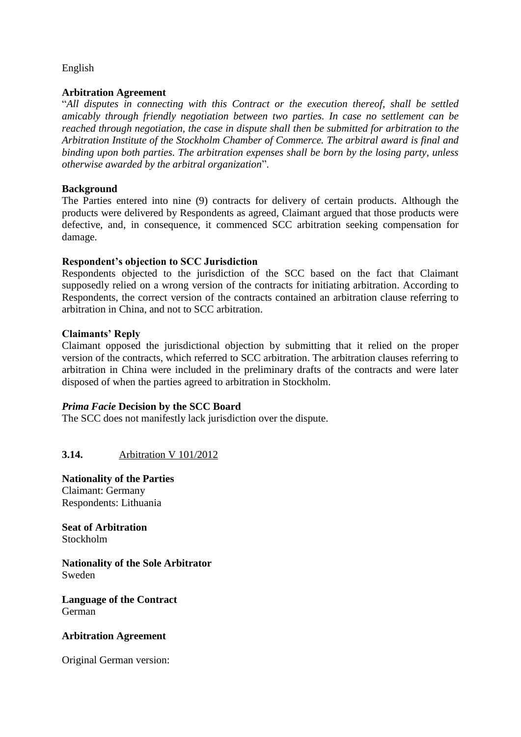English

**Arbitration Agreement**

"*All disputes in connecting with this Contract or the execution thereof, shall be settled amicably through friendly negotiation between two parties. In case no settlement can be reached through negotiation, the case in dispute shall then be submitted for arbitration to the Arbitration Institute of the Stockholm Chamber of Commerce. The arbitral award is final and binding upon both parties. The arbitration expenses shall be born by the losing party, unless otherwise awarded by the arbitral organization*".

**Background**

The Parties entered into nine (9) contracts for delivery of certain products. Although the products were delivered by Respondents as agreed, Claimant argued that those products were defective, and, in consequence, it commenced SCC arbitration seeking compensation for damage.

**Respondent's objection to SCC Jurisdiction**

Respondents objected to the jurisdiction of the SCC based on the fact that Claimant supposedly relied on a wrong version of the contracts for initiating arbitration. According to Respondents, the correct version of the contracts contained an arbitration clause referring to arbitration in China, and not to SCC arbitration.

**Claimants' Reply**

Claimant opposed the jurisdictional objection by submitting that it relied on the proper version of the contracts, which referred to SCC arbitration. The arbitration clauses referring to arbitration in China were included in the preliminary drafts of the contracts and were later disposed of when the parties agreed to arbitration in Stockholm.

***Prima Facie* Decision by the SCC Board**

The SCC does not manifestly lack jurisdiction over the dispute.

### 3.14. Arbitration V 101/2012

**Nationality of the Parties**

Claimant: Germany
Respondents: Lithuania

**Seat of Arbitration**

Stockholm

**Nationality of the Sole Arbitrator**

Sweden

**Language of the Contract**

German

**Arbitration Agreement**

Original German version: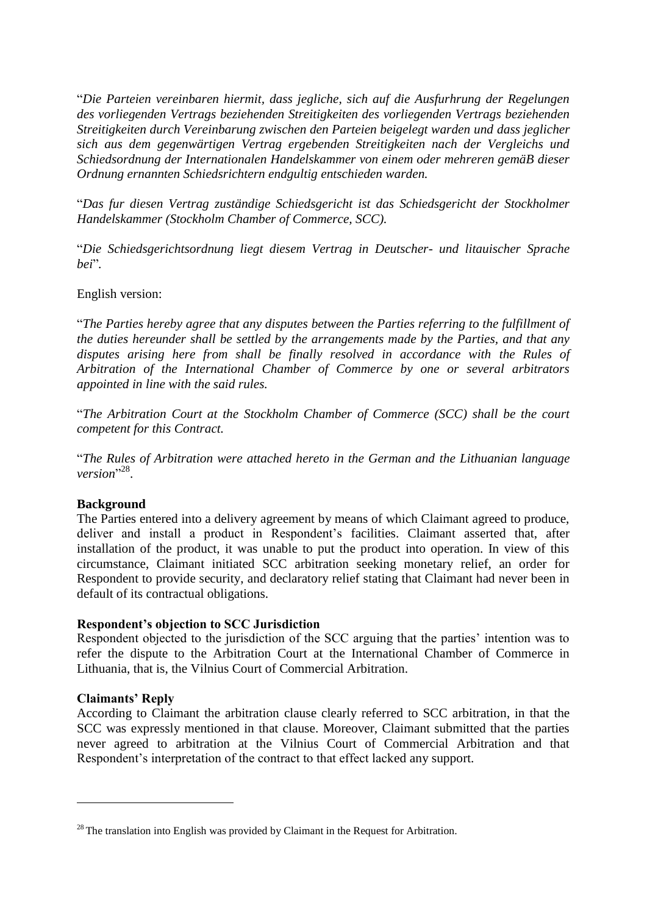"*Die Parteien vereinbaren hiermit, dass jegliche, sich auf die Ausfurhrung der Regelungen des vorliegenden Vertrags beziehenden Streitigkeiten des vorliegenden Vertrags beziehenden Streitigkeiten durch Vereinbarung zwischen den Parteien beigelegt warden und dass jeglicher sich aus dem gegenwärtigen Vertrag ergebenden Streitigkeiten nach der Vergleichs und Schiedsordnung der Internationalen Handelskammer von einem oder mehreren gemäB dieser Ordnung ernannten Schiedsrichtern endgultig entschieden warden.*

"*Das fur diesen Vertrag zuständige Schiedsgericht ist das Schiedsgericht der Stockholmer Handelskammer (Stockholm Chamber of Commerce, SCC).*

"*Die Schiedsgerichtsordnung liegt diesem Vertrag in Deutscher- und litauischer Sprache bei*".

English version:

"*The Parties hereby agree that any disputes between the Parties referring to the fulfillment of the duties hereunder shall be settled by the arrangements made by the Parties, and that any disputes arising here from shall be finally resolved in accordance with the Rules of Arbitration of the International Chamber of Commerce by one or several arbitrators appointed in line with the said rules.*

"*The Arbitration Court at the Stockholm Chamber of Commerce (SCC) shall be the court competent for this Contract.*

"*The Rules of Arbitration were attached hereto in the German and the Lithuanian language version*"[28].

**Background**

The Parties entered into a delivery agreement by means of which Claimant agreed to produce, deliver and install a product in Respondent's facilities. Claimant asserted that, after installation of the product, it was unable to put the product into operation. In view of this circumstance, Claimant initiated SCC arbitration seeking monetary relief, an order for Respondent to provide security, and declaratory relief stating that Claimant had never been in default of its contractual obligations.

**Respondent's objection to SCC Jurisdiction**

Respondent objected to the jurisdiction of the SCC arguing that the parties' intention was to refer the dispute to the Arbitration Court at the International Chamber of Commerce in Lithuania, that is, the Vilnius Court of Commercial Arbitration.

**Claimants' Reply**

According to Claimant the arbitration clause clearly referred to SCC arbitration, in that the SCC was expressly mentioned in that clause. Moreover, Claimant submitted that the parties never agreed to arbitration at the Vilnius Court of Commercial Arbitration and that Respondent's interpretation of the contract to that effect lacked any support.

---

[28] The translation into English was provided by Claimant in the Request for Arbitration.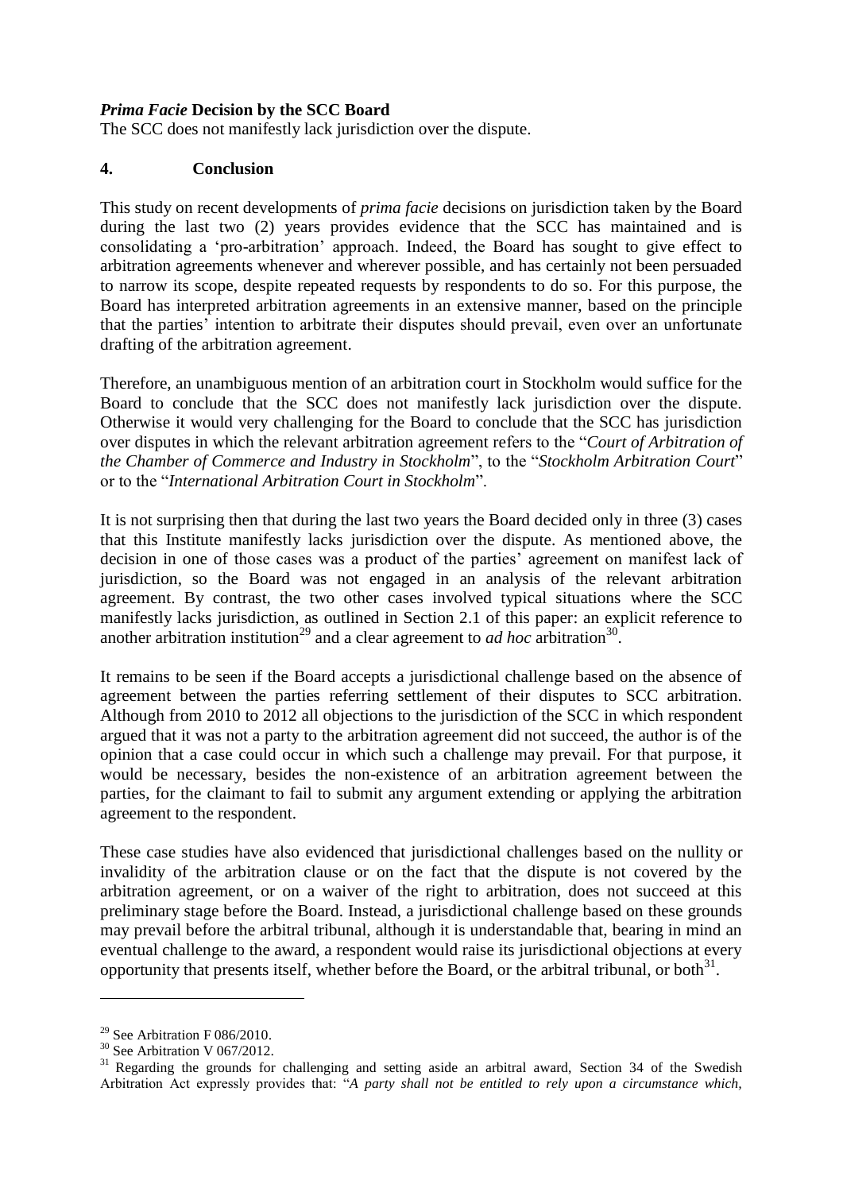***Prima Facie* Decision by the SCC Board**

The SCC does not manifestly lack jurisdiction over the dispute.

## 4. Conclusion

This study on recent developments of *prima facie* decisions on jurisdiction taken by the Board during the last two (2) years provides evidence that the SCC has maintained and is consolidating a 'pro-arbitration' approach. Indeed, the Board has sought to give effect to arbitration agreements whenever and wherever possible, and has certainly not been persuaded to narrow its scope, despite repeated requests by respondents to do so. For this purpose, the Board has interpreted arbitration agreements in an extensive manner, based on the principle that the parties' intention to arbitrate their disputes should prevail, even over an unfortunate drafting of the arbitration agreement.

Therefore, an unambiguous mention of an arbitration court in Stockholm would suffice for the Board to conclude that the SCC does not manifestly lack jurisdiction over the dispute. Otherwise it would very challenging for the Board to conclude that the SCC has jurisdiction over disputes in which the relevant arbitration agreement refers to the "*Court of Arbitration of the Chamber of Commerce and Industry in Stockholm*", to the "*Stockholm Arbitration Court*" or to the "*International Arbitration Court in Stockholm*".

It is not surprising then that during the last two years the Board decided only in three (3) cases that this Institute manifestly lacks jurisdiction over the dispute. As mentioned above, the decision in one of those cases was a product of the parties' agreement on manifest lack of jurisdiction, so the Board was not engaged in an analysis of the relevant arbitration agreement. By contrast, the two other cases involved typical situations where the SCC manifestly lacks jurisdiction, as outlined in Section 2.1 of this paper: an explicit reference to another arbitration institution[29] and a clear agreement to *ad hoc* arbitration[30].

It remains to be seen if the Board accepts a jurisdictional challenge based on the absence of agreement between the parties referring settlement of their disputes to SCC arbitration. Although from 2010 to 2012 all objections to the jurisdiction of the SCC in which respondent argued that it was not a party to the arbitration agreement did not succeed, the author is of the opinion that a case could occur in which such a challenge may prevail. For that purpose, it would be necessary, besides the non-existence of an arbitration agreement between the parties, for the claimant to fail to submit any argument extending or applying the arbitration agreement to the respondent.

These case studies have also evidenced that jurisdictional challenges based on the nullity or invalidity of the arbitration clause or on the fact that the dispute is not covered by the arbitration agreement, or on a waiver of the right to arbitration, does not succeed at this preliminary stage before the Board. Instead, a jurisdictional challenge based on these grounds may prevail before the arbitral tribunal, although it is understandable that, bearing in mind an eventual challenge to the award, a respondent would raise its jurisdictional objections at every opportunity that presents itself, whether before the Board, or the arbitral tribunal, or both[31].

---

[29] See Arbitration F 086/2010.

[30] See Arbitration V 067/2012.

[31] Regarding the grounds for challenging and setting aside an arbitral award, Section 34 of the Swedish Arbitration Act expressly provides that: "*A party shall not be entitled to rely upon a circumstance which,*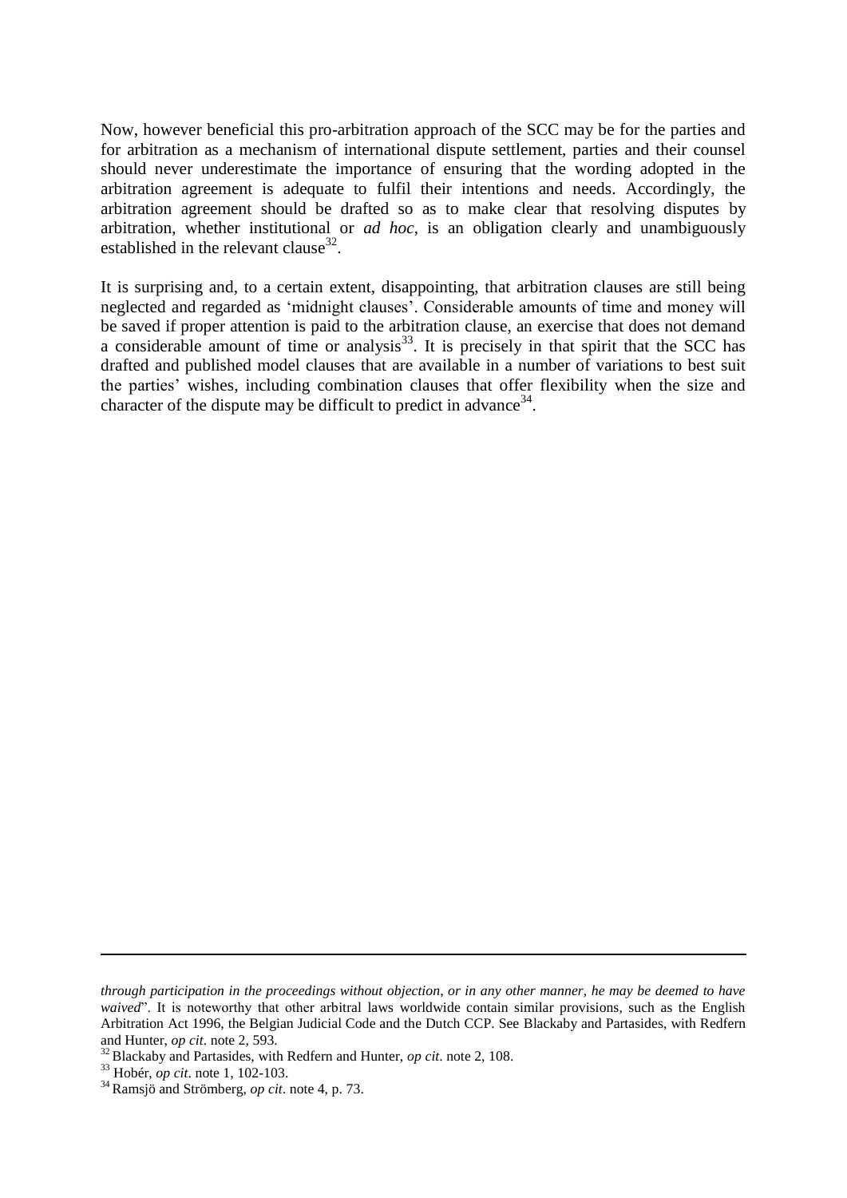Now, however beneficial this pro-arbitration approach of the SCC may be for the parties and for arbitration as a mechanism of international dispute settlement, parties and their counsel should never underestimate the importance of ensuring that the wording adopted in the arbitration agreement is adequate to fulfil their intentions and needs. Accordingly, the arbitration agreement should be drafted so as to make clear that resolving disputes by arbitration, whether institutional or *ad hoc*, is an obligation clearly and unambiguously established in the relevant clause[32].

It is surprising and, to a certain extent, disappointing, that arbitration clauses are still being neglected and regarded as 'midnight clauses'. Considerable amounts of time and money will be saved if proper attention is paid to the arbitration clause, an exercise that does not demand a considerable amount of time or analysis[33]. It is precisely in that spirit that the SCC has drafted and published model clauses that are available in a number of variations to best suit the parties' wishes, including combination clauses that offer flexibility when the size and character of the dispute may be difficult to predict in advance[34].

---

*through participation in the proceedings without objection, or in any other manner, he may be deemed to have waived*". It is noteworthy that other arbitral laws worldwide contain similar provisions, such as the English Arbitration Act 1996, the Belgian Judicial Code and the Dutch CCP. See Blackaby and Partasides, with Redfern and Hunter, *op cit*. note 2, 593.

[32] Blackaby and Partasides, with Redfern and Hunter, *op cit*. note 2, 108.

[33] Hobér, *op cit*. note 1, 102-103.

[34] Ramsjö and Strömberg, *op cit*. note 4, p. 73.